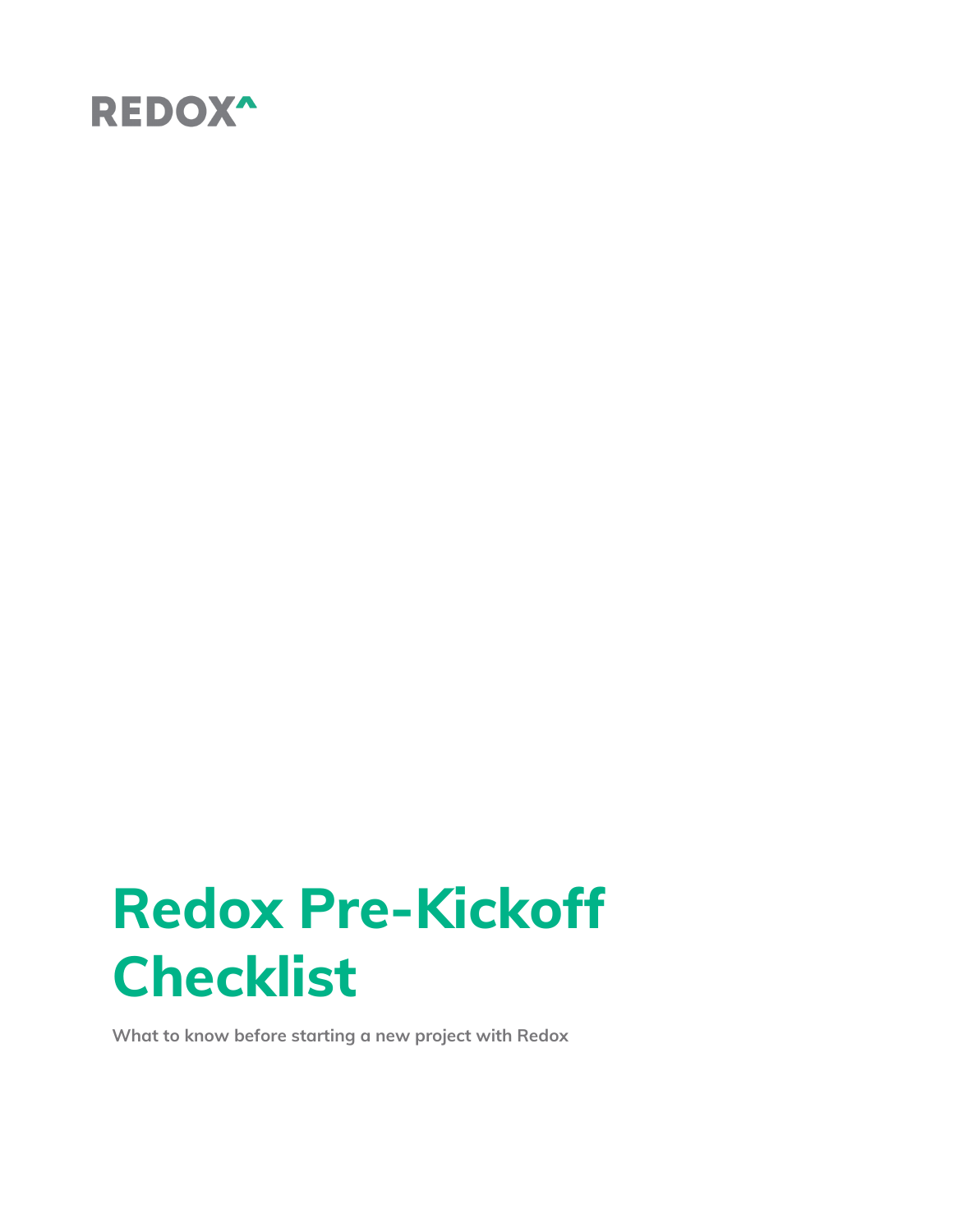REDOX^

# Redox Pre-Kickoff Checklist

**What to know before starting a new project with Redox**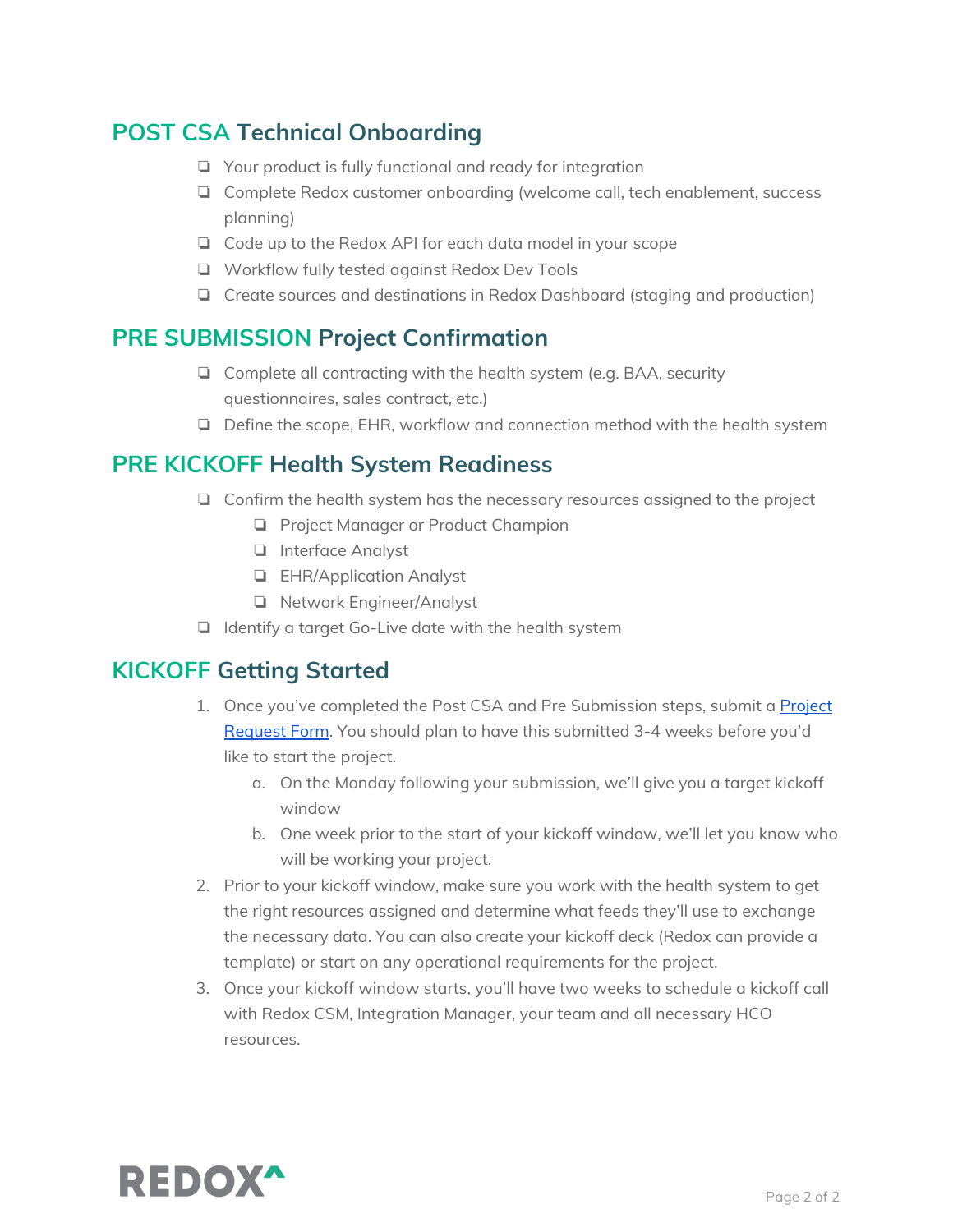## POST CSA Technical Onboarding

- ❑ Your product is fully functional and ready for integration
- ❑ Complete Redox customer onboarding (welcome call, tech enablement, success planning)
- ❑ Code up to the Redox API for each data model in your scope
- ❑ Workflow fully tested against Redox Dev Tools
- ❑ Create sources and destinations in Redox Dashboard (staging and production)

## PRE SUBMISSION Project Confirmation

- ❑ Complete all contracting with the health system (e.g. BAA, security questionnaires, sales contract, etc.)
- ❑ Define the scope, EHR, workflow and connection method with the health system

## PRE KICKOFF Health System Readiness

- ❑ Confirm the health system has the necessary resources assigned to the project
  - ❑ Project Manager or Product Champion
  - ❑ Interface Analyst
  - ❑ EHR/Application Analyst
  - ❑ Network Engineer/Analyst
- ❑ Identify a target Go-Live date with the health system

## KICKOFF Getting Started

1. Once you've completed the Post CSA and Pre Submission steps, submit a [Project Request Form](). You should plan to have this submitted 3-4 weeks before you'd like to start the project.
   a. On the Monday following your submission, we'll give you a target kickoff window
   b. One week prior to the start of your kickoff window, we'll let you know who will be working your project.
2. Prior to your kickoff window, make sure you work with the health system to get the right resources assigned and determine what feeds they'll use to exchange the necessary data. You can also create your kickoff deck (Redox can provide a template) or start on any operational requirements for the project.
3. Once your kickoff window starts, you'll have two weeks to schedule a kickoff call with Redox CSM, Integration Manager, your team and all necessary HCO resources.

REDOX^